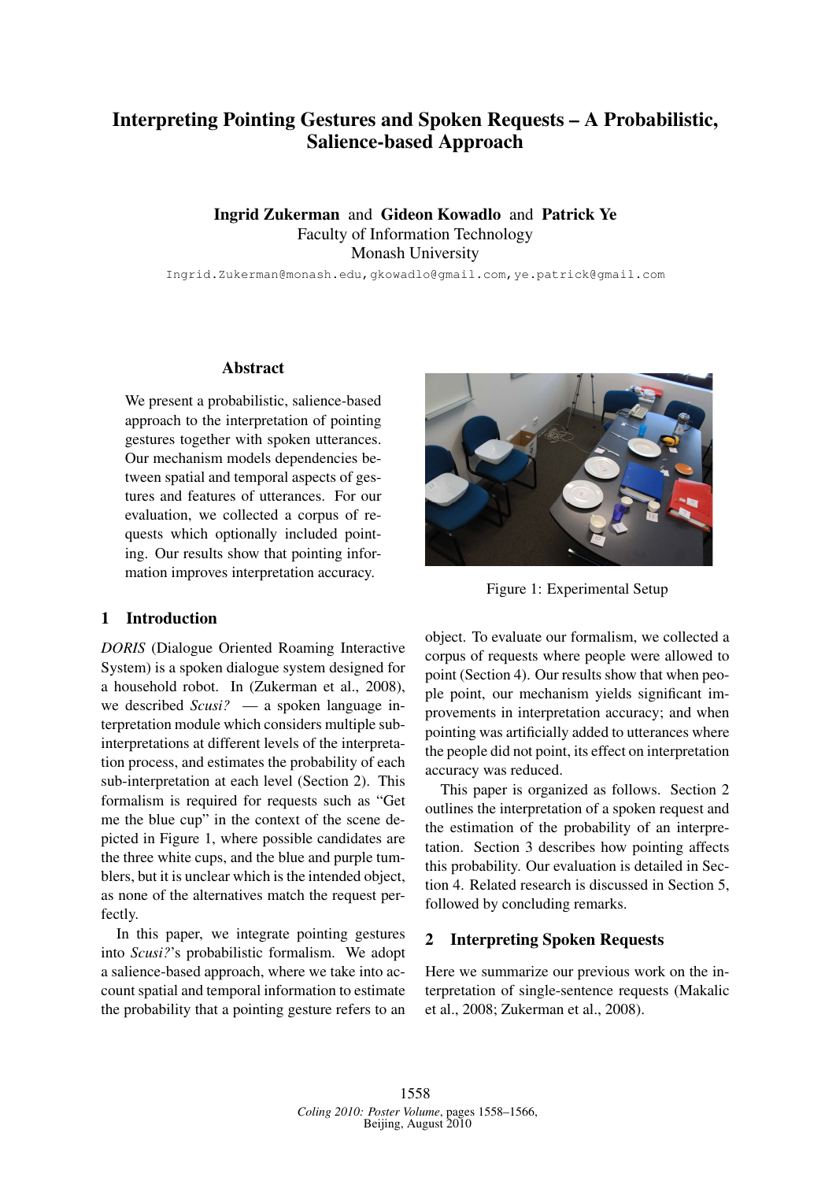# Interpreting Pointing Gestures and Spoken Requests – A Probabilistic, Salience-based Approach

**Ingrid Zukerman** and **Gideon Kowadlo** and **Patrick Ye**
Faculty of Information Technology
Monash University
Ingrid.Zukerman@monash.edu, gkowadlo@gmail.com, ye.patrick@gmail.com

## Abstract

We present a probabilistic, salience-based approach to the interpretation of pointing gestures together with spoken utterances. Our mechanism models dependencies between spatial and temporal aspects of gestures and features of utterances. For our evaluation, we collected a corpus of requests which optionally included pointing. Our results show that pointing information improves interpretation accuracy.

Figure 1: Experimental Setup

## 1 Introduction

*DORIS* (Dialogue Oriented Roaming Interactive System) is a spoken dialogue system designed for a household robot. In (Zukerman et al., 2008), we described *Scusi?* — a spoken language interpretation module which considers multiple sub-interpretations at different levels of the interpretation process, and estimates the probability of each sub-interpretation at each level (Section 2). This formalism is required for requests such as "Get me the blue cup" in the context of the scene depicted in Figure 1, where possible candidates are the three white cups, and the blue and purple tumblers, but it is unclear which is the intended object, as none of the alternatives match the request perfectly.

In this paper, we integrate pointing gestures into *Scusi?*'s probabilistic formalism. We adopt a salience-based approach, where we take into account spatial and temporal information to estimate the probability that a pointing gesture refers to an object. To evaluate our formalism, we collected a corpus of requests where people were allowed to point (Section 4). Our results show that when people point, our mechanism yields significant improvements in interpretation accuracy; and when pointing was artificially added to utterances where the people did not point, its effect on interpretation accuracy was reduced.

This paper is organized as follows. Section 2 outlines the interpretation of a spoken request and the estimation of the probability of an interpretation. Section 3 describes how pointing affects this probability. Our evaluation is detailed in Section 4. Related research is discussed in Section 5, followed by concluding remarks.

## 2 Interpreting Spoken Requests

Here we summarize our previous work on the interpretation of single-sentence requests (Makalic et al., 2008; Zukerman et al., 2008).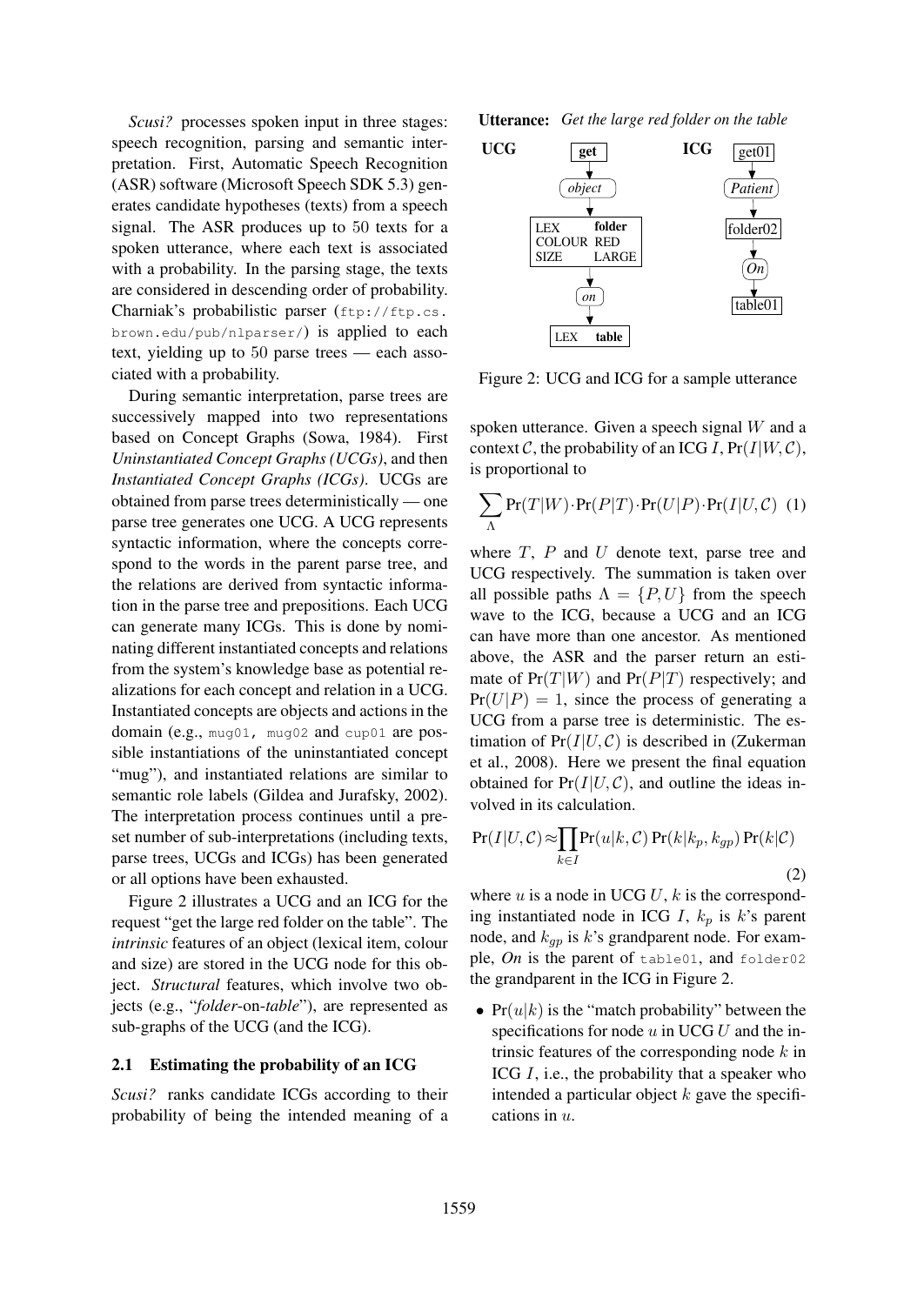*Scusi?* processes spoken input in three stages: speech recognition, parsing and semantic interpretation. First, Automatic Speech Recognition (ASR) software (Microsoft Speech SDK 5.3) generates candidate hypotheses (texts) from a speech signal. The ASR produces up to 50 texts for a spoken utterance, where each text is associated with a probability. In the parsing stage, the texts are considered in descending order of probability. Charniak's probabilistic parser (`ftp://ftp.cs.brown.edu/pub/nlparser/`) is applied to each text, yielding up to 50 parse trees — each associated with a probability.

During semantic interpretation, parse trees are successively mapped into two representations based on Concept Graphs (Sowa, 1984). First *Uninstantiated Concept Graphs (UCGs)*, and then *Instantiated Concept Graphs (ICGs)*. UCGs are obtained from parse trees deterministically — one parse tree generates one UCG. A UCG represents syntactic information, where the concepts correspond to the words in the parent parse tree, and the relations are derived from syntactic information in the parse tree and prepositions. Each UCG can generate many ICGs. This is done by nominating different instantiated concepts and relations from the system's knowledge base as potential realizations for each concept and relation in a UCG. Instantiated concepts are objects and actions in the domain (e.g., `mug01`, `mug02` and `cup01` are possible instantiations of the uninstantiated concept "mug"), and instantiated relations are similar to semantic role labels (Gildea and Jurafsky, 2002). The interpretation process continues until a preset number of sub-interpretations (including texts, parse trees, UCGs and ICGs) has been generated or all options have been exhausted.

Figure 2 illustrates a UCG and an ICG for the request "get the large red folder on the table". The *intrinsic* features of an object (lexical item, colour and size) are stored in the UCG node for this object. *Structural* features, which involve two objects (e.g., "*folder*-on-*table*"), are represented as sub-graphs of the UCG (and the ICG).

**Utterance:** *Get the large red folder on the table*

**UCG**: **get** → *object* → [LEX **folder**, COLOUR RED, SIZE LARGE] → *on* → [LEX **table**]

**ICG**: get01 → *Patient* → folder02 → *On* → table01

Figure 2: UCG and ICG for a sample utterance

### 2.1 Estimating the probability of an ICG

*Scusi?* ranks candidate ICGs according to their probability of being the intended meaning of a spoken utterance. Given a speech signal $W$ and a context $\mathcal{C}$, the probability of an ICG $I$, $\Pr(I|W,\mathcal{C})$, is proportional to

$$\sum_{\Lambda} \Pr(T|W) \cdot \Pr(P|T) \cdot \Pr(U|P) \cdot \Pr(I|U,\mathcal{C}) \quad (1)$$

where $T$, $P$ and $U$ denote text, parse tree and UCG respectively. The summation is taken over all possible paths $\Lambda = \{P, U\}$ from the speech wave to the ICG, because a UCG and an ICG can have more than one ancestor. As mentioned above, the ASR and the parser return an estimate of $\Pr(T|W)$ and $\Pr(P|T)$ respectively; and $\Pr(U|P) = 1$, since the process of generating a UCG from a parse tree is deterministic. The estimation of $\Pr(I|U,\mathcal{C})$ is described in (Zukerman et al., 2008). Here we present the final equation obtained for $\Pr(I|U,\mathcal{C})$, and outline the ideas involved in its calculation.

$$\Pr(I|U,\mathcal{C}) \approx \prod_{k \in I} \Pr(u|k,\mathcal{C}) \Pr(k|k_p,k_{gp}) \Pr(k|\mathcal{C}) \quad (2)$$

where $u$ is a node in UCG $U$, $k$ is the corresponding instantiated node in ICG $I$, $k_p$ is $k$'s parent node, and $k_{gp}$ is $k$'s grandparent node. For example, *On* is the parent of `table01`, and `folder02` the grandparent in the ICG in Figure 2.

- $\Pr(u|k)$ is the "match probability" between the specifications for node $u$ in UCG $U$ and the intrinsic features of the corresponding node $k$ in ICG $I$, i.e., the probability that a speaker who intended a particular object $k$ gave the specifications in $u$.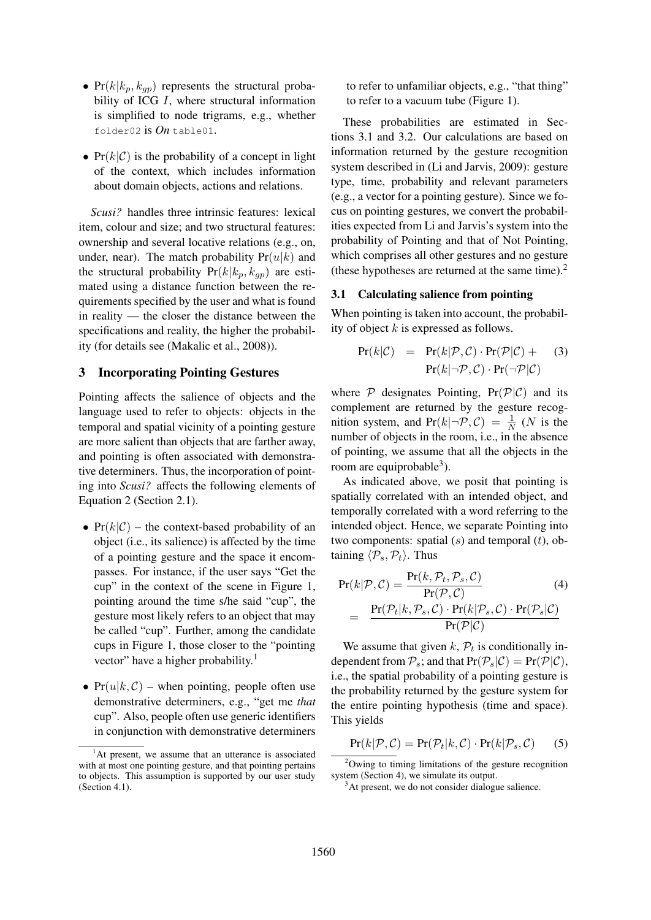- $\Pr(k|k_p, k_{gp})$ represents the structural probability of ICG $I$, where structural information is simplified to node trigrams, e.g., whether `folder02` is ***On*** `table01`.
- $\Pr(k|\mathcal{C})$ is the probability of a concept in light of the context, which includes information about domain objects, actions and relations.

*Scusi?* handles three intrinsic features: lexical item, colour and size; and two structural features: ownership and several locative relations (e.g., on, under, near). The match probability $\Pr(u|k)$ and the structural probability $\Pr(k|k_p, k_{gp})$ are estimated using a distance function between the requirements specified by the user and what is found in reality — the closer the distance between the specifications and reality, the higher the probability (for details see (Makalic et al., 2008)).

## 3 Incorporating Pointing Gestures

Pointing affects the salience of objects and the language used to refer to objects: objects in the temporal and spatial vicinity of a pointing gesture are more salient than objects that are farther away, and pointing is often associated with demonstrative determiners. Thus, the incorporation of pointing into *Scusi?* affects the following elements of Equation 2 (Section 2.1).

- $\Pr(k|\mathcal{C})$ – the context-based probability of an object (i.e., its salience) is affected by the time of a pointing gesture and the space it encompasses. For instance, if the user says "Get the cup" in the context of the scene in Figure 1, pointing around the time s/he said "cup", the gesture most likely refers to an object that may be called "cup". Further, among the candidate cups in Figure 1, those closer to the "pointing vector" have a higher probability.[1]
- $\Pr(u|k, \mathcal{C})$ – when pointing, people often use demonstrative determiners, e.g., "get me *that* cup". Also, people often use generic identifiers in conjunction with demonstrative determiners to refer to unfamiliar objects, e.g., "that thing" to refer to a vacuum tube (Figure 1).

These probabilities are estimated in Sections 3.1 and 3.2. Our calculations are based on information returned by the gesture recognition system described in (Li and Jarvis, 2009): gesture type, time, probability and relevant parameters (e.g., a vector for a pointing gesture). Since we focus on pointing gestures, we convert the probabilities expected from Li and Jarvis's system into the probability of Pointing and that of Not Pointing, which comprises all other gestures and no gesture (these hypotheses are returned at the same time).[2]

### 3.1 Calculating salience from pointing

When pointing is taken into account, the probability of object $k$ is expressed as follows.

$$\Pr(k|\mathcal{C}) = \Pr(k|\mathcal{P}, \mathcal{C}) \cdot \Pr(\mathcal{P}|\mathcal{C}) + \Pr(k|\neg\mathcal{P}, \mathcal{C}) \cdot \Pr(\neg\mathcal{P}|\mathcal{C}) \quad (3)$$

where $\mathcal{P}$ designates Pointing, $\Pr(\mathcal{P}|\mathcal{C})$ and its complement are returned by the gesture recognition system, and $\Pr(k|\neg\mathcal{P}, \mathcal{C}) = \frac{1}{N}$ ($N$ is the number of objects in the room, i.e., in the absence of pointing, we assume that all the objects in the room are equiprobable[3]).

As indicated above, we posit that pointing is spatially correlated with an intended object, and temporally correlated with a word referring to the intended object. Hence, we separate Pointing into two components: spatial ($s$) and temporal ($t$), obtaining $\langle \mathcal{P}_s, \mathcal{P}_t \rangle$. Thus

$$\Pr(k|\mathcal{P}, \mathcal{C}) = \frac{\Pr(k, \mathcal{P}_t, \mathcal{P}_s, \mathcal{C})}{\Pr(\mathcal{P}, \mathcal{C})} \quad (4)$$

$$= \frac{\Pr(\mathcal{P}_t|k, \mathcal{P}_s, \mathcal{C}) \cdot \Pr(k|\mathcal{P}_s, \mathcal{C}) \cdot \Pr(\mathcal{P}_s|\mathcal{C})}{\Pr(\mathcal{P}|\mathcal{C})}$$

We assume that given $k$, $\mathcal{P}_t$ is conditionally independent from $\mathcal{P}_s$; and that $\Pr(\mathcal{P}_s|\mathcal{C}) = \Pr(\mathcal{P}|\mathcal{C})$, i.e., the spatial probability of a pointing gesture is the probability returned by the gesture system for the entire pointing hypothesis (time and space). This yields

$$\Pr(k|\mathcal{P}, \mathcal{C}) = \Pr(\mathcal{P}_t|k, \mathcal{C}) \cdot \Pr(k|\mathcal{P}_s, \mathcal{C}) \quad (5)$$

[1] At present, we assume that an utterance is associated with at most one pointing gesture, and that pointing pertains to objects. This assumption is supported by our user study (Section 4.1).

[2] Owing to timing limitations of the gesture recognition system (Section 4), we simulate its output.

[3] At present, we do not consider dialogue salience.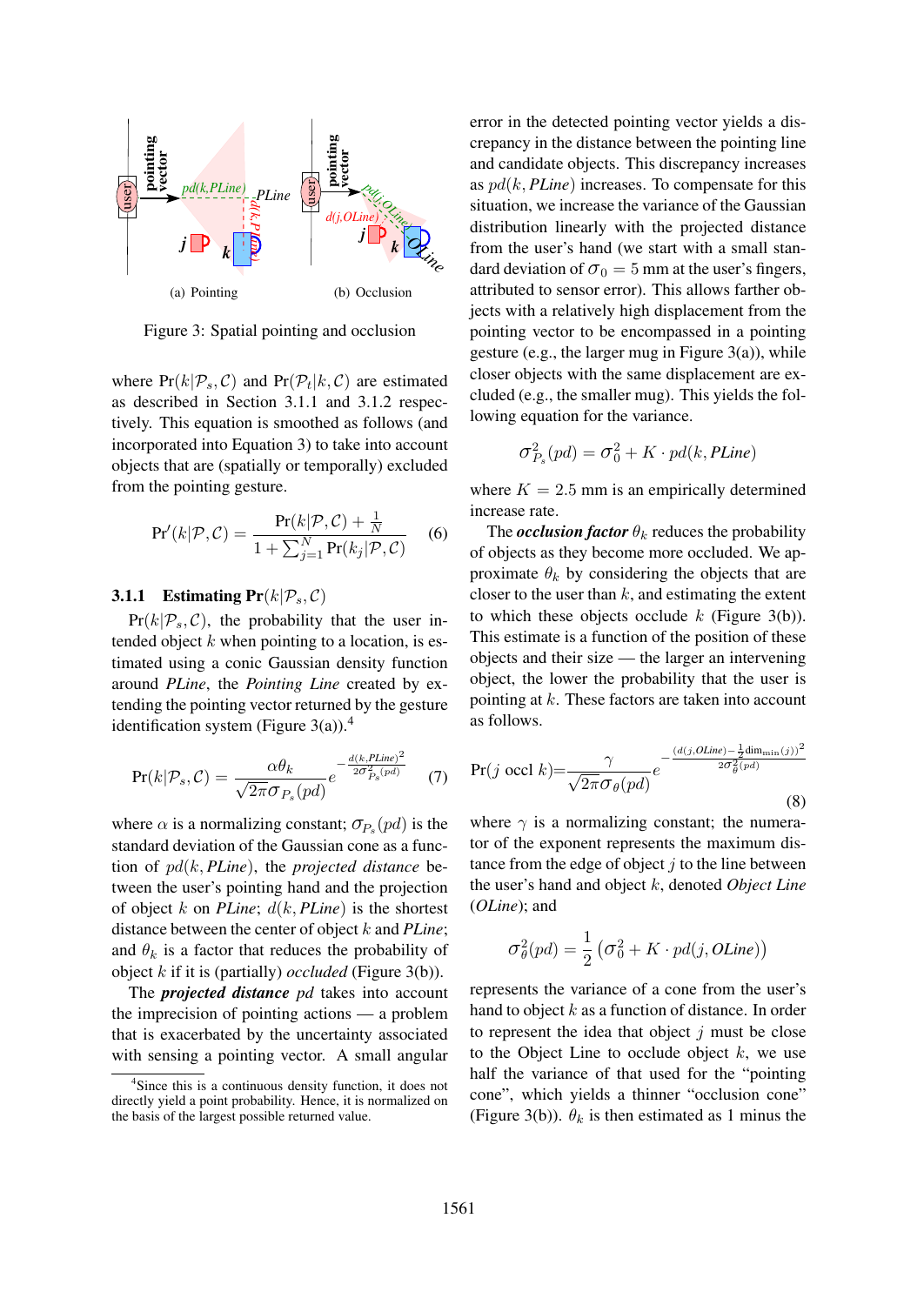(a) Pointing (b) Occlusion

Figure 3: Spatial pointing and occlusion

where $\Pr(k|\mathcal{P}_s, \mathcal{C})$ and $\Pr(\mathcal{P}_t|k, \mathcal{C})$ are estimated as described in Section 3.1.1 and 3.1.2 respectively. This equation is smoothed as follows (and incorporated into Equation 3) to take into account objects that are (spatially or temporally) excluded from the pointing gesture.

$$\Pr'(k|\mathcal{P}, \mathcal{C}) = \frac{\Pr(k|\mathcal{P}, \mathcal{C}) + \frac{1}{N}}{1 + \sum_{j=1}^{N} \Pr(k_j|\mathcal{P}, \mathcal{C})} \quad (6)$$

### 3.1.1 Estimating $\Pr(k|\mathcal{P}_s, \mathcal{C})$

$\Pr(k|\mathcal{P}_s, \mathcal{C})$, the probability that the user intended object $k$ when pointing to a location, is estimated using a conic Gaussian density function around *PLine*, the *Pointing Line* created by extending the pointing vector returned by the gesture identification system (Figure 3(a)).[4]

$$\Pr(k|\mathcal{P}_s, \mathcal{C}) = \frac{\alpha \theta_k}{\sqrt{2\pi}\sigma_{P_s}(pd)} e^{-\frac{d(k,PLine)^2}{2\sigma^2_{P_s}(pd)}} \quad (7)$$

where $\alpha$ is a normalizing constant; $\sigma_{P_s}(pd)$ is the standard deviation of the Gaussian cone as a function of $pd(k, PLine)$, the *projected distance* between the user's pointing hand and the projection of object $k$ on *PLine*; $d(k, PLine)$ is the shortest distance between the center of object $k$ and *PLine*; and $\theta_k$ is a factor that reduces the probability of object $k$ if it is (partially) *occluded* (Figure 3(b)).

The ***projected distance*** $pd$ takes into account the imprecision of pointing actions — a problem that is exacerbated by the uncertainty associated with sensing a pointing vector. A small angular error in the detected pointing vector yields a discrepancy in the distance between the pointing line and candidate objects. This discrepancy increases as $pd(k, PLine)$ increases. To compensate for this situation, we increase the variance of the Gaussian distribution linearly with the projected distance from the user's hand (we start with a small standard deviation of $\sigma_0 = 5$ mm at the user's fingers, attributed to sensor error). This allows farther objects with a relatively high displacement from the pointing vector to be encompassed in a pointing gesture (e.g., the larger mug in Figure 3(a)), while closer objects with the same displacement are excluded (e.g., the smaller mug). This yields the following equation for the variance.

$$\sigma^2_{P_s}(pd) = \sigma^2_0 + K \cdot pd(k, PLine)$$

where $K = 2.5$ mm is an empirically determined increase rate.

The ***occlusion factor*** $\theta_k$ reduces the probability of objects as they become more occluded. We approximate $\theta_k$ by considering the objects that are closer to the user than $k$, and estimating the extent to which these objects occlude $k$ (Figure 3(b)). This estimate is a function of the position of these objects and their size — the larger an intervening object, the lower the probability that the user is pointing at $k$. These factors are taken into account as follows.

$$\Pr(j \text{ occl } k) = \frac{\gamma}{\sqrt{2\pi}\sigma_\theta(pd)} e^{-\frac{(d(j,OLine) - \frac{1}{2}\text{dim}_{\min}(j))^2}{2\sigma^2_\theta(pd)}} \quad (8)$$

where $\gamma$ is a normalizing constant; the numerator of the exponent represents the maximum distance from the edge of object $j$ to the line between the user's hand and object $k$, denoted *Object Line* (*OLine*); and

$$\sigma^2_\theta(pd) = \frac{1}{2}\left(\sigma^2_0 + K \cdot pd(j, OLine)\right)$$

represents the variance of a cone from the user's hand to object $k$ as a function of distance. In order to represent the idea that object $j$ must be close to the Object Line to occlude object $k$, we use half the variance of that used for the "pointing cone", which yields a thinner "occlusion cone" (Figure 3(b)). $\theta_k$ is then estimated as 1 minus the

[4] Since this is a continuous density function, it does not directly yield a point probability. Hence, it is normalized on the basis of the largest possible returned value.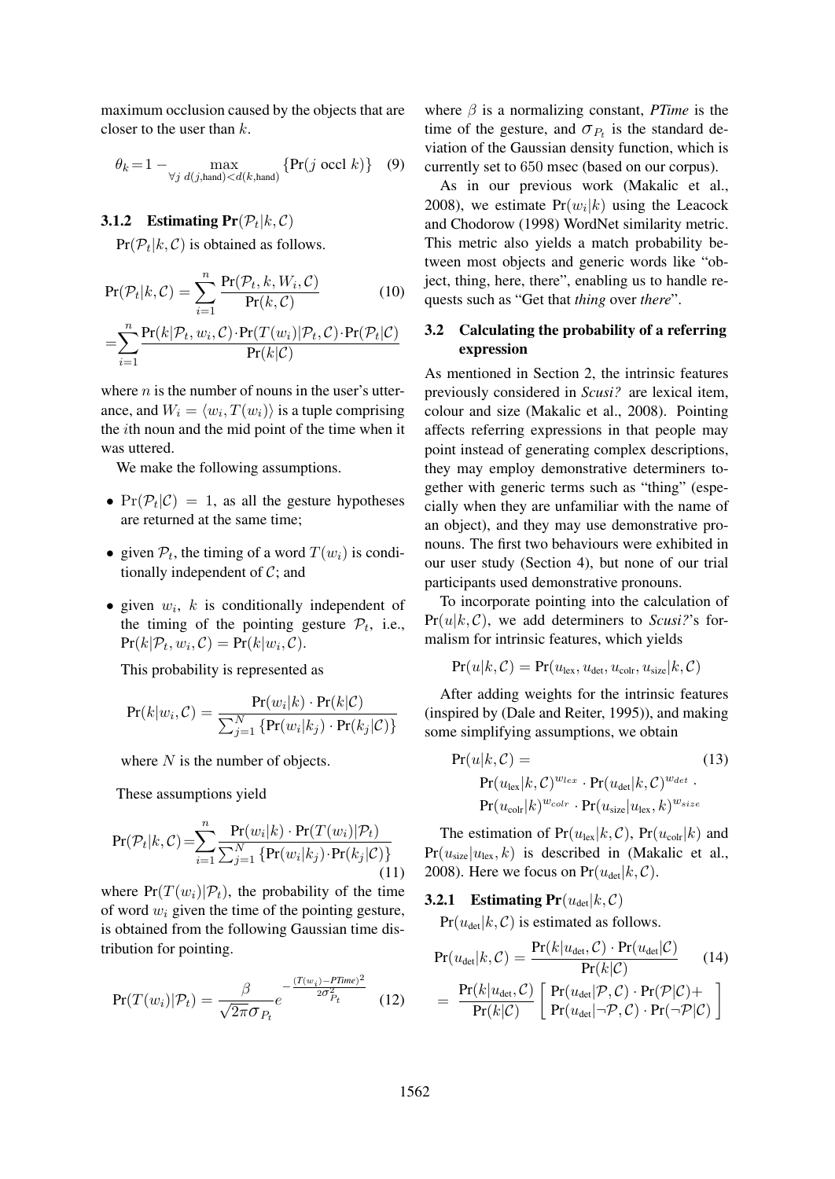maximum occlusion caused by the objects that are closer to the user than $k$.

$$\theta_k = 1 - \max_{\forall j \; d(j,\text{hand}) < d(k,\text{hand})} \{\Pr(j \text{ occl } k)\} \quad (9)$$

#### 3.1.2 Estimating $\Pr(\mathcal{P}_t|k,\mathcal{C})$

$\Pr(\mathcal{P}_t|k,\mathcal{C})$ is obtained as follows.

$$\Pr(\mathcal{P}_t|k,\mathcal{C}) = \sum_{i=1}^{n} \frac{\Pr(\mathcal{P}_t, k, W_i, \mathcal{C})}{\Pr(k,\mathcal{C})} \quad (10)$$

$$= \sum_{i=1}^{n} \frac{\Pr(k|\mathcal{P}_t, w_i, \mathcal{C}) \cdot \Pr(T(w_i)|\mathcal{P}_t, \mathcal{C}) \cdot \Pr(\mathcal{P}_t|\mathcal{C})}{\Pr(k|\mathcal{C})}$$

where $n$ is the number of nouns in the user's utterance, and $W_i = \langle w_i, T(w_i) \rangle$ is a tuple comprising the $i$th noun and the mid point of the time when it was uttered.

We make the following assumptions.

- $\Pr(\mathcal{P}_t|\mathcal{C}) = 1$, as all the gesture hypotheses are returned at the same time;
- given $\mathcal{P}_t$, the timing of a word $T(w_i)$ is conditionally independent of $\mathcal{C}$; and
- given $w_i$, $k$ is conditionally independent of the timing of the pointing gesture $\mathcal{P}_t$, i.e., $\Pr(k|\mathcal{P}_t, w_i, \mathcal{C}) = \Pr(k|w_i, \mathcal{C})$.

  This probability is represented as

  $$\Pr(k|w_i,\mathcal{C}) = \frac{\Pr(w_i|k) \cdot \Pr(k|\mathcal{C})}{\sum_{j=1}^{N} \{\Pr(w_i|k_j) \cdot \Pr(k_j|\mathcal{C})\}}$$

  where $N$ is the number of objects.

These assumptions yield

$$\Pr(\mathcal{P}_t|k,\mathcal{C}) = \sum_{i=1}^{n} \frac{\Pr(w_i|k) \cdot \Pr(T(w_i)|\mathcal{P}_t)}{\sum_{j=1}^{N} \{\Pr(w_i|k_j) \cdot \Pr(k_j|\mathcal{C})\}} \quad (11)$$

where $\Pr(T(w_i)|\mathcal{P}_t)$, the probability of the time of word $w_i$ given the time of the pointing gesture, is obtained from the following Gaussian time distribution for pointing.

$$\Pr(T(w_i)|\mathcal{P}_t) = \frac{\beta}{\sqrt{2\pi}\sigma_{P_t}} e^{-\frac{(T(w_i) - PTime)^2}{2\sigma_{P_t}^2}} \quad (12)$$

where $\beta$ is a normalizing constant, *PTime* is the time of the gesture, and $\sigma_{P_t}$ is the standard deviation of the Gaussian density function, which is currently set to 650 msec (based on our corpus).

As in our previous work (Makalic et al., 2008), we estimate $\Pr(w_i|k)$ using the Leacock and Chodorow (1998) WordNet similarity metric. This metric also yields a match probability between most objects and generic words like "object, thing, here, there", enabling us to handle requests such as "Get that *thing* over *there*".

### 3.2 Calculating the probability of a referring expression

As mentioned in Section 2, the intrinsic features previously considered in *Scusi?* are lexical item, colour and size (Makalic et al., 2008). Pointing affects referring expressions in that people may point instead of generating complex descriptions, they may employ demonstrative determiners together with generic terms such as "thing" (especially when they are unfamiliar with the name of an object), and they may use demonstrative pronouns. The first two behaviours were exhibited in our user study (Section 4), but none of our trial participants used demonstrative pronouns.

To incorporate pointing into the calculation of $\Pr(u|k,\mathcal{C})$, we add determiners to *Scusi?*'s formalism for intrinsic features, which yields

$$\Pr(u|k,\mathcal{C}) = \Pr(u_{\text{lex}}, u_{\text{det}}, u_{\text{colr}}, u_{\text{size}}|k,\mathcal{C})$$

After adding weights for the intrinsic features (inspired by (Dale and Reiter, 1995)), and making some simplifying assumptions, we obtain

$$\begin{aligned} \Pr(u|k,\mathcal{C}) = & \quad (13) \\ & \Pr(u_{\text{lex}}|k,\mathcal{C})^{w_{lex}} \cdot \Pr(u_{\text{det}}|k,\mathcal{C})^{w_{det}} \cdot \\ & \Pr(u_{\text{colr}}|k)^{w_{colr}} \cdot \Pr(u_{\text{size}}|u_{\text{lex}},k)^{w_{size}} \end{aligned}$$

The estimation of $\Pr(u_{\text{lex}}|k,\mathcal{C})$, $\Pr(u_{\text{colr}}|k)$ and $\Pr(u_{\text{size}}|u_{\text{lex}},k)$ is described in (Makalic et al., 2008). Here we focus on $\Pr(u_{\text{det}}|k,\mathcal{C})$.

#### 3.2.1 Estimating $\Pr(u_{\text{det}}|k,\mathcal{C})$

$\Pr(u_{\text{det}}|k,\mathcal{C})$ is estimated as follows.

$$\Pr(u_{\text{det}}|k,\mathcal{C}) = \frac{\Pr(k|u_{\text{det}},\mathcal{C}) \cdot \Pr(u_{\text{det}}|\mathcal{C})}{\Pr(k|\mathcal{C})} \quad (14)$$

$$= \frac{\Pr(k|u_{\text{det}},\mathcal{C})}{\Pr(k|\mathcal{C})} \left[ \begin{array}{l} \Pr(u_{\text{det}}|\mathcal{P},\mathcal{C}) \cdot \Pr(\mathcal{P}|\mathcal{C}) + \\ \Pr(u_{\text{det}}|\neg\mathcal{P},\mathcal{C}) \cdot \Pr(\neg\mathcal{P}|\mathcal{C}) \end{array} \right]$$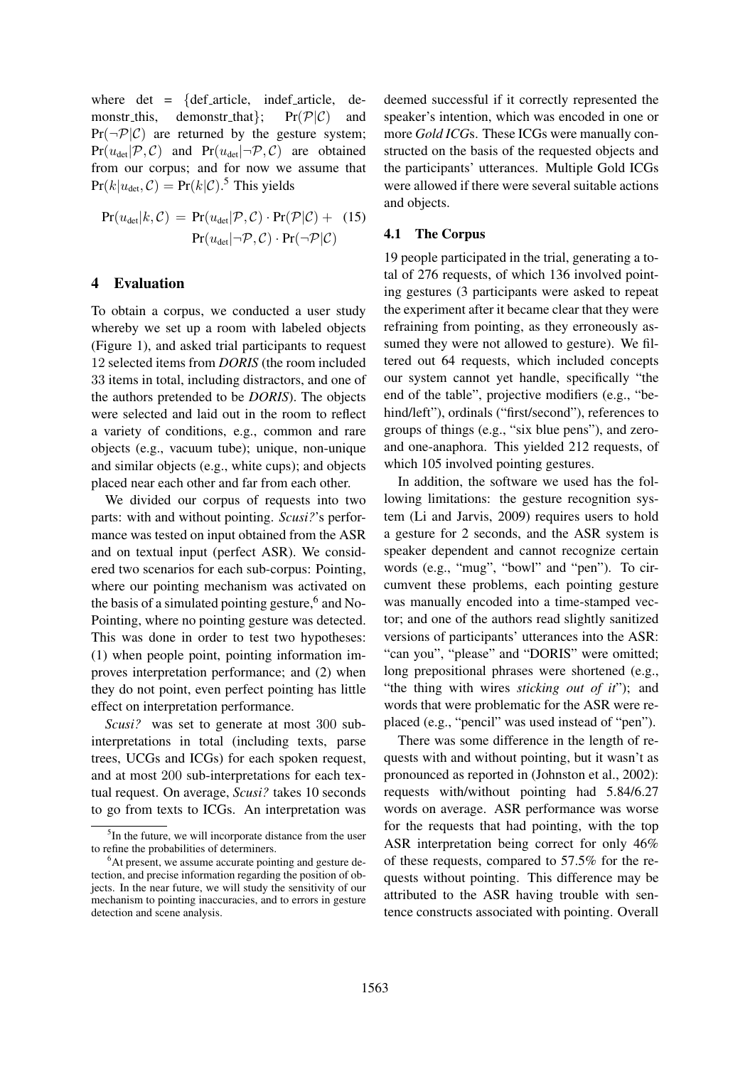where det = {def_article, indef_article, demonstr_this, demonstr_that}; $\Pr(\mathcal{P}|\mathcal{C})$ and $\Pr(\neg\mathcal{P}|\mathcal{C})$ are returned by the gesture system; $\Pr(u_{\text{det}}|\mathcal{P},\mathcal{C})$ and $\Pr(u_{\text{det}}|\neg\mathcal{P},\mathcal{C})$ are obtained from our corpus; and for now we assume that $\Pr(k|u_{\text{det}},\mathcal{C}) = \Pr(k|\mathcal{C})$.[5] This yields

$$\Pr(u_{\text{det}}|k,\mathcal{C}) = \Pr(u_{\text{det}}|\mathcal{P},\mathcal{C}) \cdot \Pr(\mathcal{P}|\mathcal{C}) + \Pr(u_{\text{det}}|\neg\mathcal{P},\mathcal{C}) \cdot \Pr(\neg\mathcal{P}|\mathcal{C}) \quad (15)$$

## 4 Evaluation

To obtain a corpus, we conducted a user study whereby we set up a room with labeled objects (Figure 1), and asked trial participants to request 12 selected items from *DORIS* (the room included 33 items in total, including distractors, and one of the authors pretended to be *DORIS*). The objects were selected and laid out in the room to reflect a variety of conditions, e.g., common and rare objects (e.g., vacuum tube); unique, non-unique and similar objects (e.g., white cups); and objects placed near each other and far from each other.

We divided our corpus of requests into two parts: with and without pointing. *Scusi?*'s performance was tested on input obtained from the ASR and on textual input (perfect ASR). We considered two scenarios for each sub-corpus: Pointing, where our pointing mechanism was activated on the basis of a simulated pointing gesture,[6] and No-Pointing, where no pointing gesture was detected. This was done in order to test two hypotheses: (1) when people point, pointing information improves interpretation performance; and (2) when they do not point, even perfect pointing has little effect on interpretation performance.

*Scusi?* was set to generate at most 300 sub-interpretations in total (including texts, parse trees, UCGs and ICGs) for each spoken request, and at most 200 sub-interpretations for each textual request. On average, *Scusi?* takes 10 seconds to go from texts to ICGs. An interpretation was deemed successful if it correctly represented the speaker's intention, which was encoded in one or more *Gold ICG*s. These ICGs were manually constructed on the basis of the requested objects and the participants' utterances. Multiple Gold ICGs were allowed if there were several suitable actions and objects.

### 4.1 The Corpus

19 people participated in the trial, generating a total of 276 requests, of which 136 involved pointing gestures (3 participants were asked to repeat the experiment after it became clear that they were refraining from pointing, as they erroneously assumed they were not allowed to gesture). We filtered out 64 requests, which included concepts our system cannot yet handle, specifically "the end of the table", projective modifiers (e.g., "behind/left"), ordinals ("first/second"), references to groups of things (e.g., "six blue pens"), and zero- and one-anaphora. This yielded 212 requests, of which 105 involved pointing gestures.

In addition, the software we used has the following limitations: the gesture recognition system (Li and Jarvis, 2009) requires users to hold a gesture for 2 seconds, and the ASR system is speaker dependent and cannot recognize certain words (e.g., "mug", "bowl" and "pen"). To circumvent these problems, each pointing gesture was manually encoded into a time-stamped vector; and one of the authors read slightly sanitized versions of participants' utterances into the ASR: "can you", "please" and "DORIS" were omitted; long prepositional phrases were shortened (e.g., "the thing with wires *sticking out of it*"); and words that were problematic for the ASR were replaced (e.g., "pencil" was used instead of "pen").

There was some difference in the length of requests with and without pointing, but it wasn't as pronounced as reported in (Johnston et al., 2002): requests with/without pointing had 5.84/6.27 words on average. ASR performance was worse for the requests that had pointing, with the top ASR interpretation being correct for only 46% of these requests, compared to 57.5% for the requests without pointing. This difference may be attributed to the ASR having trouble with sentence constructs associated with pointing. Overall

[5] In the future, we will incorporate distance from the user to refine the probabilities of determiners.

[6] At present, we assume accurate pointing and gesture detection, and precise information regarding the position of objects. In the near future, we will study the sensitivity of our mechanism to pointing inaccuracies, and to errors in gesture detection and scene analysis.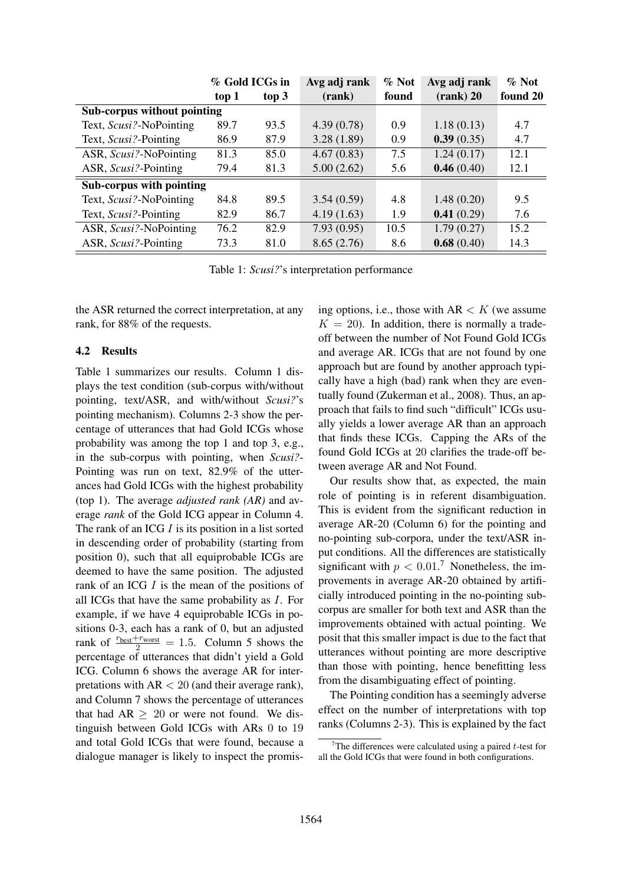| | % Gold ICGs in | | Avg adj rank | % Not | Avg adj rank | % Not |
|---|---|---|---|---|---|---|
| | top 1 | top 3 | (rank) | found | (rank) 20 | found 20 |
| **Sub-corpus without pointing** | | | | | | |
| Text, *Scusi?*-NoPointing | 89.7 | 93.5 | 4.39 (0.78) | 0.9 | 1.18 (0.13) | 4.7 |
| Text, *Scusi?*-Pointing | 86.9 | 87.9 | 3.28 (1.89) | 0.9 | **0.39** (0.35) | 4.7 |
| ASR, *Scusi?*-NoPointing | 81.3 | 85.0 | 4.67 (0.83) | 7.5 | 1.24 (0.17) | 12.1 |
| ASR, *Scusi?*-Pointing | 79.4 | 81.3 | 5.00 (2.62) | 5.6 | **0.46** (0.40) | 12.1 |
| **Sub-corpus with pointing** | | | | | | |
| Text, *Scusi?*-NoPointing | 84.8 | 89.5 | 3.54 (0.59) | 4.8 | 1.48 (0.20) | 9.5 |
| Text, *Scusi?*-Pointing | 82.9 | 86.7 | 4.19 (1.63) | 1.9 | **0.41** (0.29) | 7.6 |
| ASR, *Scusi?*-NoPointing | 76.2 | 82.9 | 7.93 (0.95) | 10.5 | 1.79 (0.27) | 15.2 |
| ASR, *Scusi?*-Pointing | 73.3 | 81.0 | 8.65 (2.76) | 8.6 | **0.68** (0.40) | 14.3 |

Table 1: *Scusi?*'s interpretation performance

the ASR returned the correct interpretation, at any rank, for 88% of the requests.

### 4.2 Results

Table 1 summarizes our results. Column 1 displays the test condition (sub-corpus with/without pointing, text/ASR, and with/without *Scusi?*'s pointing mechanism). Columns 2-3 show the percentage of utterances that had Gold ICGs whose probability was among the top 1 and top 3, e.g., in the sub-corpus with pointing, when *Scusi?*-Pointing was run on text, 82.9% of the utterances had Gold ICGs with the highest probability (top 1). The average *adjusted rank (AR)* and average *rank* of the Gold ICG appear in Column 4. The rank of an ICG $I$ is its position in a list sorted in descending order of probability (starting from position 0), such that all equiprobable ICGs are deemed to have the same position. The adjusted rank of an ICG $I$ is the mean of the positions of all ICGs that have the same probability as $I$. For example, if we have 4 equiprobable ICGs in positions 0-3, each has a rank of 0, but an adjusted rank of $\frac{r_{\text{best}}+r_{\text{worst}}}{2} = 1.5$. Column 5 shows the percentage of utterances that didn't yield a Gold ICG. Column 6 shows the average AR for interpretations with AR $< 20$ (and their average rank), and Column 7 shows the percentage of utterances that had AR $\geq 20$ or were not found. We distinguish between Gold ICGs with ARs 0 to 19 and total Gold ICGs that were found, because a dialogue manager is likely to inspect the promising options, i.e., those with AR $< K$ (we assume $K = 20$). In addition, there is normally a trade-off between the number of Not Found Gold ICGs and average AR. ICGs that are not found by one approach but are found by another approach typically have a high (bad) rank when they are eventually found (Zukerman et al., 2008). Thus, an approach that fails to find such "difficult" ICGs usually yields a lower average AR than an approach that finds these ICGs. Capping the ARs of the found Gold ICGs at 20 clarifies the trade-off between average AR and Not Found.

Our results show that, as expected, the main role of pointing is in referent disambiguation. This is evident from the significant reduction in average AR-20 (Column 6) for the pointing and no-pointing sub-corpora, under the text/ASR input conditions. All the differences are statistically significant with $p < 0.01$.[7] Nonetheless, the improvements in average AR-20 obtained by artificially introduced pointing in the no-pointing sub-corpus are smaller for both text and ASR than the improvements obtained with actual pointing. We posit that this smaller impact is due to the fact that utterances without pointing are more descriptive than those with pointing, hence benefitting less from the disambiguating effect of pointing.

The Pointing condition has a seemingly adverse effect on the number of interpretations with top ranks (Columns 2-3). This is explained by the fact

[7]The differences were calculated using a paired $t$-test for all the Gold ICGs that were found in both configurations.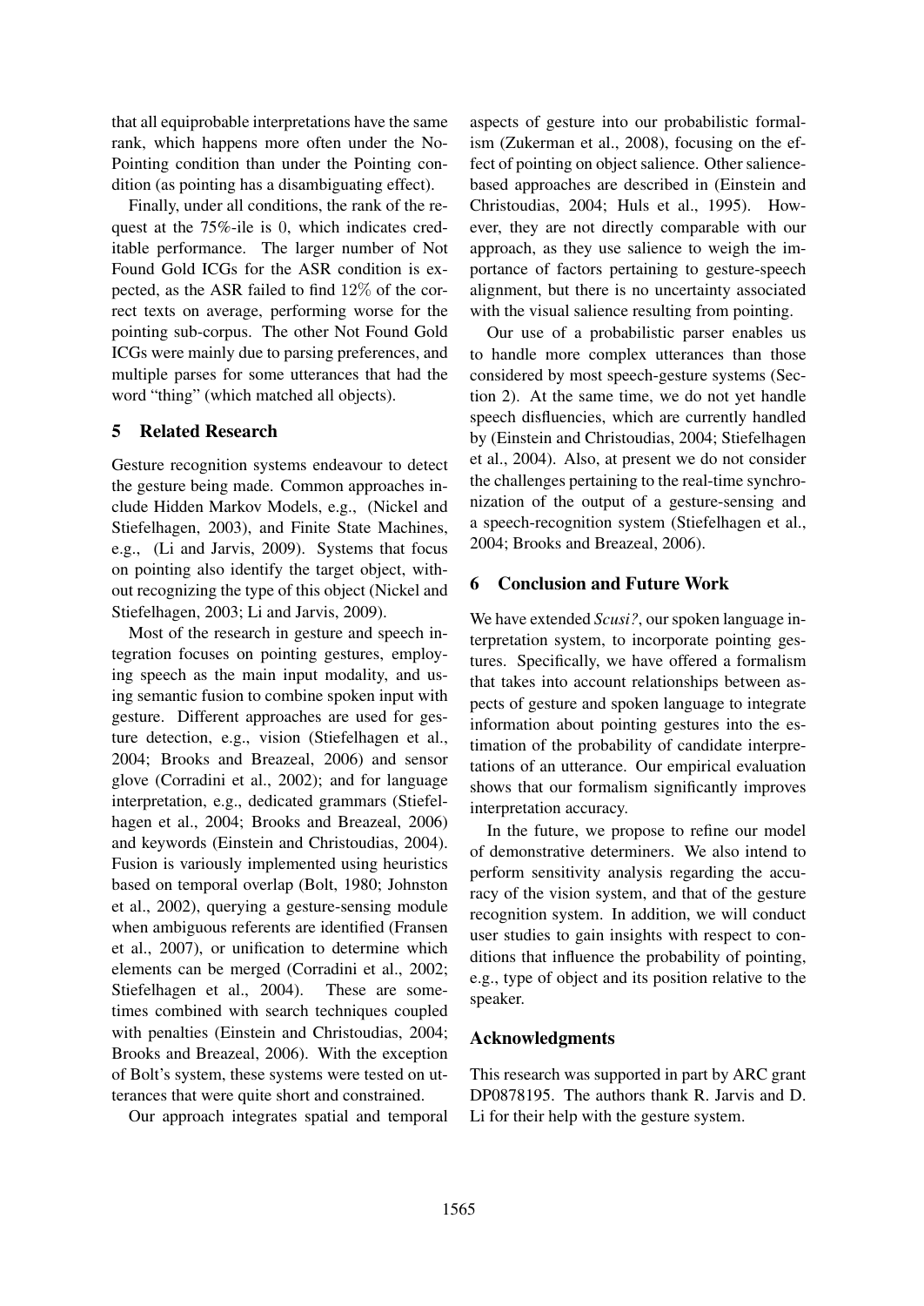that all equiprobable interpretations have the same rank, which happens more often under the No-Pointing condition than under the Pointing condition (as pointing has a disambiguating effect).

Finally, under all conditions, the rank of the request at the 75%-ile is 0, which indicates creditable performance. The larger number of Not Found Gold ICGs for the ASR condition is expected, as the ASR failed to find 12% of the correct texts on average, performing worse for the pointing sub-corpus. The other Not Found Gold ICGs were mainly due to parsing preferences, and multiple parses for some utterances that had the word "thing" (which matched all objects).

## 5 Related Research

Gesture recognition systems endeavour to detect the gesture being made. Common approaches include Hidden Markov Models, e.g., (Nickel and Stiefelhagen, 2003), and Finite State Machines, e.g., (Li and Jarvis, 2009). Systems that focus on pointing also identify the target object, without recognizing the type of this object (Nickel and Stiefelhagen, 2003; Li and Jarvis, 2009).

Most of the research in gesture and speech integration focuses on pointing gestures, employing speech as the main input modality, and using semantic fusion to combine spoken input with gesture. Different approaches are used for gesture detection, e.g., vision (Stiefelhagen et al., 2004; Brooks and Breazeal, 2006) and sensor glove (Corradini et al., 2002); and for language interpretation, e.g., dedicated grammars (Stiefelhagen et al., 2004; Brooks and Breazeal, 2006) and keywords (Einstein and Christoudias, 2004). Fusion is variously implemented using heuristics based on temporal overlap (Bolt, 1980; Johnston et al., 2002), querying a gesture-sensing module when ambiguous referents are identified (Fransen et al., 2007), or unification to determine which elements can be merged (Corradini et al., 2002; Stiefelhagen et al., 2004). These are sometimes combined with search techniques coupled with penalties (Einstein and Christoudias, 2004; Brooks and Breazeal, 2006). With the exception of Bolt's system, these systems were tested on utterances that were quite short and constrained.

Our approach integrates spatial and temporal aspects of gesture into our probabilistic formalism (Zukerman et al., 2008), focusing on the effect of pointing on object salience. Other salience-based approaches are described in (Einstein and Christoudias, 2004; Huls et al., 1995). However, they are not directly comparable with our approach, as they use salience to weigh the importance of factors pertaining to gesture-speech alignment, but there is no uncertainty associated with the visual salience resulting from pointing.

Our use of a probabilistic parser enables us to handle more complex utterances than those considered by most speech-gesture systems (Section 2). At the same time, we do not yet handle speech disfluencies, which are currently handled by (Einstein and Christoudias, 2004; Stiefelhagen et al., 2004). Also, at present we do not consider the challenges pertaining to the real-time synchronization of the output of a gesture-sensing and a speech-recognition system (Stiefelhagen et al., 2004; Brooks and Breazeal, 2006).

## 6 Conclusion and Future Work

We have extended *Scusi?*, our spoken language interpretation system, to incorporate pointing gestures. Specifically, we have offered a formalism that takes into account relationships between aspects of gesture and spoken language to integrate information about pointing gestures into the estimation of the probability of candidate interpretations of an utterance. Our empirical evaluation shows that our formalism significantly improves interpretation accuracy.

In the future, we propose to refine our model of demonstrative determiners. We also intend to perform sensitivity analysis regarding the accuracy of the vision system, and that of the gesture recognition system. In addition, we will conduct user studies to gain insights with respect to conditions that influence the probability of pointing, e.g., type of object and its position relative to the speaker.

## Acknowledgments

This research was supported in part by ARC grant DP0878195. The authors thank R. Jarvis and D. Li for their help with the gesture system.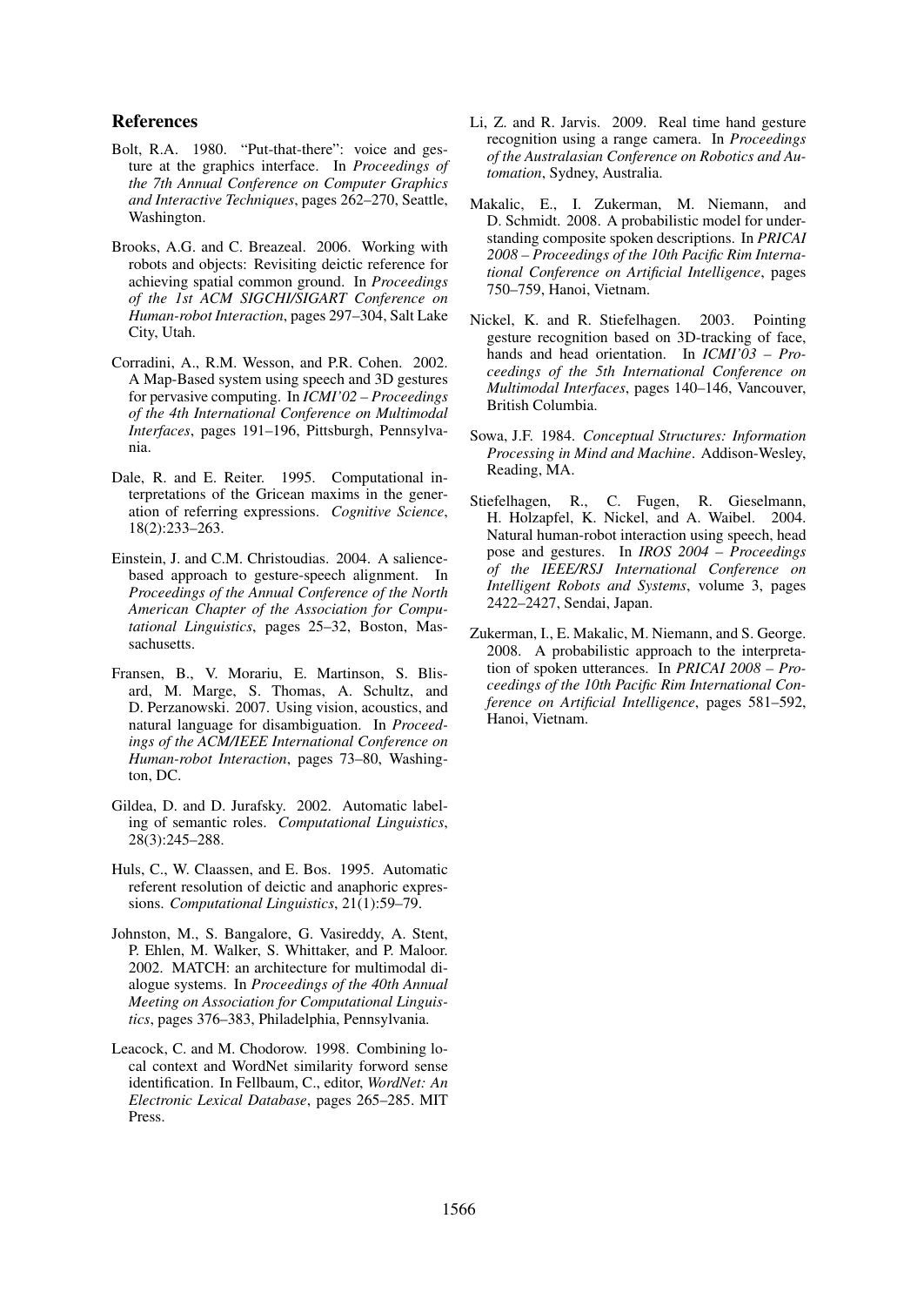## References

Bolt, R.A. 1980. "Put-that-there": voice and gesture at the graphics interface. In *Proceedings of the 7th Annual Conference on Computer Graphics and Interactive Techniques*, pages 262–270, Seattle, Washington.

Brooks, A.G. and C. Breazeal. 2006. Working with robots and objects: Revisiting deictic reference for achieving spatial common ground. In *Proceedings of the 1st ACM SIGCHI/SIGART Conference on Human-robot Interaction*, pages 297–304, Salt Lake City, Utah.

Corradini, A., R.M. Wesson, and P.R. Cohen. 2002. A Map-Based system using speech and 3D gestures for pervasive computing. In *ICMI'02 – Proceedings of the 4th International Conference on Multimodal Interfaces*, pages 191–196, Pittsburgh, Pennsylvania.

Dale, R. and E. Reiter. 1995. Computational interpretations of the Gricean maxims in the generation of referring expressions. *Cognitive Science*, 18(2):233–263.

Einstein, J. and C.M. Christoudias. 2004. A salience-based approach to gesture-speech alignment. In *Proceedings of the Annual Conference of the North American Chapter of the Association for Computational Linguistics*, pages 25–32, Boston, Massachusetts.

Fransen, B., V. Morariu, E. Martinson, S. Blisard, M. Marge, S. Thomas, A. Schultz, and D. Perzanowski. 2007. Using vision, acoustics, and natural language for disambiguation. In *Proceedings of the ACM/IEEE International Conference on Human-robot Interaction*, pages 73–80, Washington, DC.

Gildea, D. and D. Jurafsky. 2002. Automatic labeling of semantic roles. *Computational Linguistics*, 28(3):245–288.

Huls, C., W. Claassen, and E. Bos. 1995. Automatic referent resolution of deictic and anaphoric expressions. *Computational Linguistics*, 21(1):59–79.

Johnston, M., S. Bangalore, G. Vasireddy, A. Stent, P. Ehlen, M. Walker, S. Whittaker, and P. Maloor. 2002. MATCH: an architecture for multimodal dialogue systems. In *Proceedings of the 40th Annual Meeting on Association for Computational Linguistics*, pages 376–383, Philadelphia, Pennsylvania.

Leacock, C. and M. Chodorow. 1998. Combining local context and WordNet similarity forword sense identification. In Fellbaum, C., editor, *WordNet: An Electronic Lexical Database*, pages 265–285. MIT Press.

Li, Z. and R. Jarvis. 2009. Real time hand gesture recognition using a range camera. In *Proceedings of the Australasian Conference on Robotics and Automation*, Sydney, Australia.

Makalic, E., I. Zukerman, M. Niemann, and D. Schmidt. 2008. A probabilistic model for understanding composite spoken descriptions. In *PRICAI 2008 – Proceedings of the 10th Pacific Rim International Conference on Artificial Intelligence*, pages 750–759, Hanoi, Vietnam.

Nickel, K. and R. Stiefelhagen. 2003. Pointing gesture recognition based on 3D-tracking of face, hands and head orientation. In *ICMI'03 – Proceedings of the 5th International Conference on Multimodal Interfaces*, pages 140–146, Vancouver, British Columbia.

Sowa, J.F. 1984. *Conceptual Structures: Information Processing in Mind and Machine*. Addison-Wesley, Reading, MA.

Stiefelhagen, R., C. Fugen, R. Gieselmann, H. Holzapfel, K. Nickel, and A. Waibel. 2004. Natural human-robot interaction using speech, head pose and gestures. In *IROS 2004 – Proceedings of the IEEE/RSJ International Conference on Intelligent Robots and Systems*, volume 3, pages 2422–2427, Sendai, Japan.

Zukerman, I., E. Makalic, M. Niemann, and S. George. 2008. A probabilistic approach to the interpretation of spoken utterances. In *PRICAI 2008 – Proceedings of the 10th Pacific Rim International Conference on Artificial Intelligence*, pages 581–592, Hanoi, Vietnam.